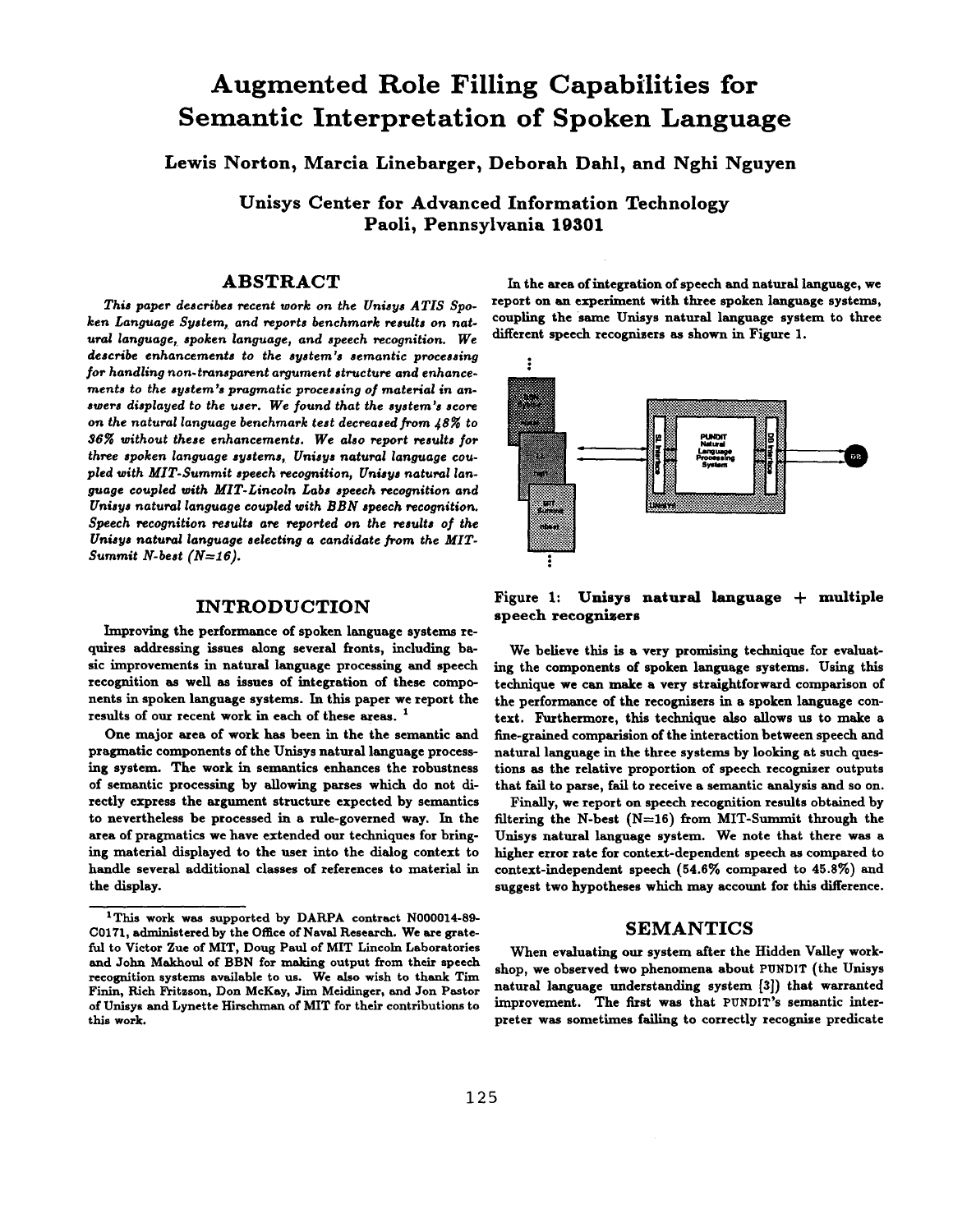# Augmented Role Filling Capabilities for Semantic Interpretation of Spoken Language

**Lewis Norton, Marcia Linebarger, Deborah Dahl, and Nghi Nguyen**

**Unisys Center for Advanced Information Technology**
**Paoli, Pennsylvania 19301**

## ABSTRACT

*This paper describes recent work on the Unisys ATIS Spoken Language System, and reports benchmark results on natural language, spoken language, and speech recognition. We describe enhancements to the system's semantic processing for handling non-transparent argument structure and enhancements to the system's pragmatic processing of material in answers displayed to the user. We found that the system's score on the natural language benchmark test decreased from 48% to 36% without these enhancements. We also report results for three spoken language systems, Unisys natural language coupled with MIT-Summit speech recognition, Unisys natural language coupled with MIT-Lincoln Labs speech recognition and Unisys natural language coupled with BBN speech recognition. Speech recognition results are reported on the results of the Unisys natural language selecting a candidate from the MIT-Summit N-best (N=16).*

## INTRODUCTION

Improving the performance of spoken language systems requires addressing issues along several fronts, including basic improvements in natural language processing and speech recognition as well as issues of integration of these components in spoken language systems. In this paper we report the results of our recent work in each of these areas. [1]

One major area of work has been in the the semantic and pragmatic components of the Unisys natural language processing system. The work in semantics enhances the robustness of semantic processing by allowing parses which do not directly express the argument structure expected by semantics to nevertheless be processed in a rule-governed way. In the area of pragmatics we have extended our techniques for bringing material displayed to the user into the dialog context to handle several additional classes of references to material in the display.

[1] This work was supported by DARPA contract N000014-89-C0171, administered by the Office of Naval Research. We are grateful to Victor Zue of MIT, Doug Paul of MIT Lincoln Laboratories and John Makhoul of BBN for making output from their speech recognition systems available to us. We also wish to thank Tim Finin, Rich Fritzson, Don McKay, Jim Meidinger, and Jon Pastor of Unisys and Lynette Hirschman of MIT for their contributions to this work.

In the area of integration of speech and natural language, we report on an experiment with three spoken language systems, coupling the same Unisys natural language system to three different speech recognizers as shown in Figure 1.

**Figure 1: Unisys natural language + multiple speech recognizers**

We believe this is a very promising technique for evaluating the components of spoken language systems. Using this technique we can make a very straightforward comparison of the performance of the recognizers in a spoken language context. Furthermore, this technique also allows us to make a fine-grained comparision of the interaction between speech and natural language in the three systems by looking at such questions as the relative proportion of speech recognizer outputs that fail to parse, fail to receive a semantic analysis and so on.

Finally, we report on speech recognition results obtained by filtering the N-best (N=16) from MIT-Summit through the Unisys natural language system. We note that there was a higher error rate for context-dependent speech as compared to context-independent speech (54.6% compared to 45.8%) and suggest two hypotheses which may account for this difference.

## SEMANTICS

When evaluating our system after the Hidden Valley workshop, we observed two phenomena about PUNDIT (the Unisys natural language understanding system [3]) that warranted improvement. The first was that PUNDIT's semantic interpreter was sometimes failing to correctly recognise predicate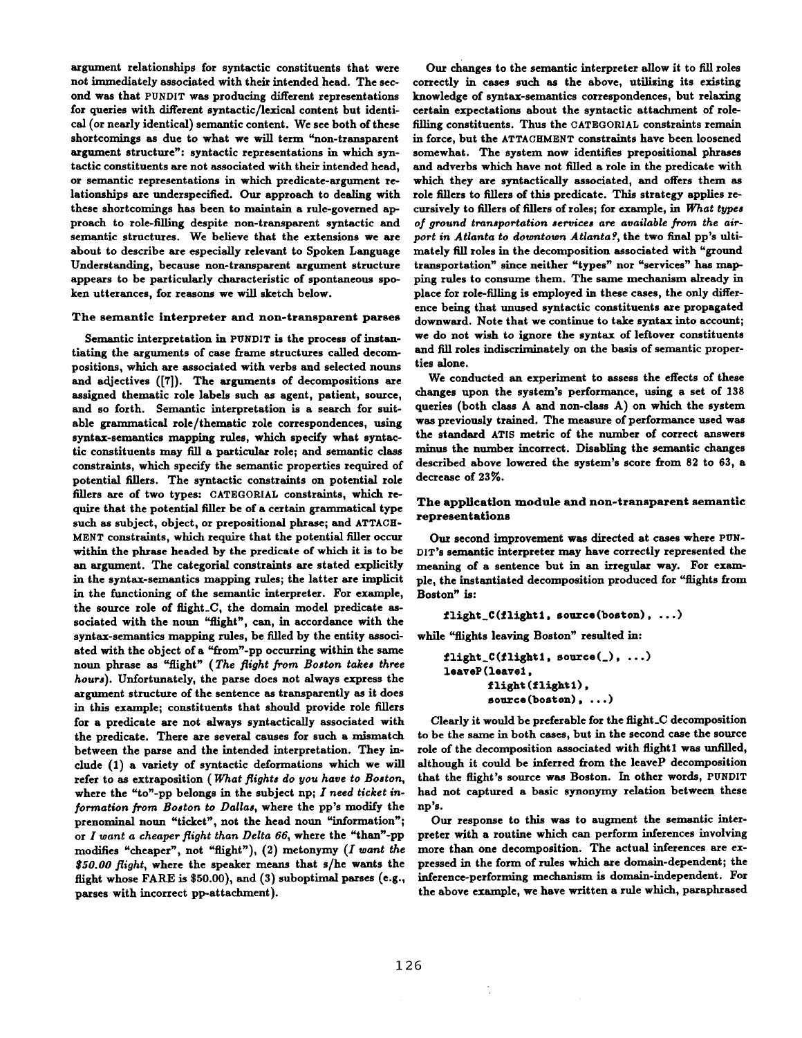argument relationships for syntactic constituents that were not immediately associated with their intended head. The second was that PUNDIT was producing different representations for queries with different syntactic/lexical content but identical (or nearly identical) semantic content. We see both of these shortcomings as due to what we will term "non-transparent argument structure": syntactic representations in which syntactic constituents are not associated with their intended head, or semantic representations in which predicate-argument relationships are underspecified. Our approach to dealing with these shortcomings has been to maintain a rule-governed approach to role-filling despite non-transparent syntactic and semantic structures. We believe that the extensions we are about to describe are especially relevant to Spoken Language Understanding, because non-transparent argument structure appears to be particularly characteristic of spontaneous spoken utterances, for reasons we will sketch below.

### The semantic interpreter and non-transparent parses

Semantic interpretation in PUNDIT is the process of instantiating the arguments of case frame structures called decompositions, which are associated with verbs and selected nouns and adjectives ([7]). The arguments of decompositions are assigned thematic role labels such as agent, patient, source, and so forth. Semantic interpretation is a search for suitable grammatical role/thematic role correspondences, using syntax-semantics mapping rules, which specify what syntactic constituents may fill a particular role; and semantic class constraints, which specify the semantic properties required of potential fillers. The syntactic constraints on potential role fillers are of two types: CATEGORIAL constraints, which require that the potential filler be of a certain grammatical type such as subject, object, or prepositional phrase; and ATTACHMENT constraints, which require that the potential filler occur within the phrase headed by the predicate of which it is to be an argument. The categorial constraints are stated explicitly in the syntax-semantics mapping rules; the latter are implicit in the functioning of the semantic interpreter. For example, the source role of flight_C, the domain model predicate associated with the noun "flight", can, in accordance with the syntax-semantics mapping rules, be filled by the entity associated with the object of a "from"-pp occurring within the same noun phrase as "flight" (*The flight from Boston takes three hours*). Unfortunately, the parse does not always express the argument structure of the sentence as transparently as it does in this example; constituents that should provide role fillers for a predicate are not always syntactically associated with the predicate. There are several causes for such a mismatch between the parse and the intended interpretation. They include (1) a variety of syntactic deformations which we will refer to as extraposition (*What flights do you have to Boston*, where the "to"-pp belongs in the subject np; *I need ticket information from Boston to Dallas*, where the pp's modify the prenominal noun "ticket", not the head noun "information"; or *I want a cheaper flight than Delta 66*, where the "than"-pp modifies "cheaper", not "flight"), (2) metonymy (*I want the $50.00 flight*, where the speaker means that s/he wants the flight whose FARE is $50.00), and (3) suboptimal parses (e.g., parses with incorrect pp-attachment).

Our changes to the semantic interpreter allow it to fill roles correctly in cases such as the above, utilizing its existing knowledge of syntax-semantics correspondences, but relaxing certain expectations about the syntactic attachment of role-filling constituents. Thus the CATEGORIAL constraints remain in force, but the ATTACHMENT constraints have been loosened somewhat. The system now identifies prepositional phrases and adverbs which have not filled a role in the predicate with which they are syntactically associated, and offers them as role fillers to fillers of this predicate. This strategy applies recursively to fillers of fillers of roles; for example, in *What types of ground transportation services are available from the airport in Atlanta to downtown Atlanta?*, the two final pp's ultimately fill roles in the decomposition associated with "ground transportation" since neither "types" nor "services" has mapping rules to consume them. The same mechanism already in place for role-filling is employed in these cases, the only difference being that unused syntactic constituents are propagated downward. Note that we continue to take syntax into account; we do not wish to ignore the syntax of leftover constituents and fill roles indiscriminately on the basis of semantic properties alone.

We conducted an experiment to assess the effects of these changes upon the system's performance, using a set of 138 queries (both class A and non-class A) on which the system was previously trained. The measure of performance used was the standard ATIS metric of the number of correct answers minus the number incorrect. Disabling the semantic changes described above lowered the system's score from 82 to 63, a decrease of 23%.

### The application module and non-transparent semantic representations

Our second improvement was directed at cases where PUNDIT's semantic interpreter may have correctly represented the meaning of a sentence but in an irregular way. For example, the instantiated decomposition produced for "flights from Boston" is:

```
flight_C(flight1, source(boston), ...)
```

while "flights leaving Boston" resulted in:

```
flight_C(flight1, source(_), ...)
leaveP(leave1,
       flight(flight1),
       source(boston), ...)
```

Clearly it would be preferable for the flight_C decomposition to be the same in both cases, but in the second case the source role of the decomposition associated with flight1 was unfilled, although it could be inferred from the leaveP decomposition that the flight's source was Boston. In other words, PUNDIT had not captured a basic synonymy relation between these np's.

Our response to this was to augment the semantic interpreter with a routine which can perform inferences involving more than one decomposition. The actual inferences are expressed in the form of rules which are domain-dependent; the inference-performing mechanism is domain-independent. For the above example, we have written a rule which, paraphrased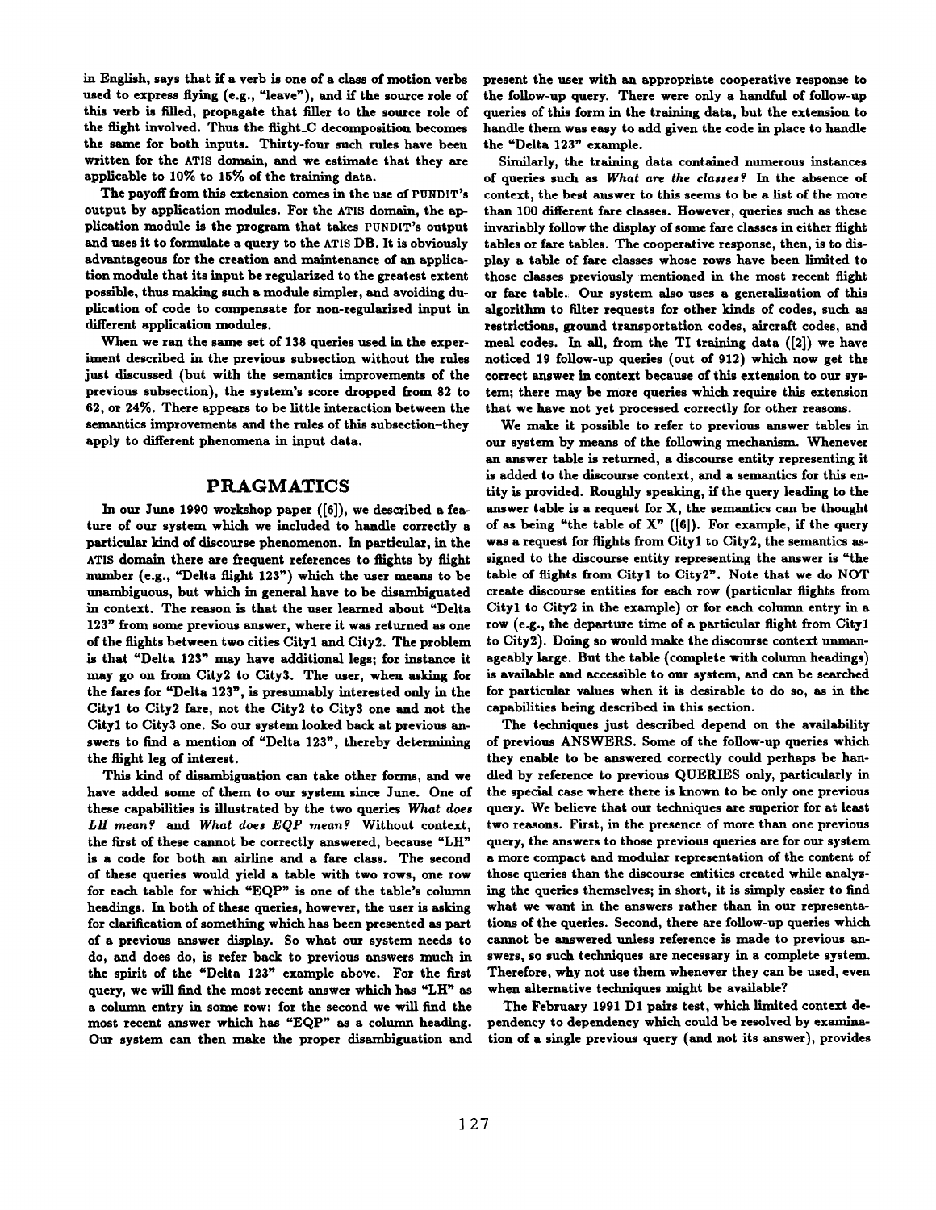in English, says that if a verb is one of a class of motion verbs used to express flying (e.g., "leave"), and if the source role of this verb is filled, propagate that filler to the source role of the flight involved. Thus the flight_C decomposition becomes the same for both inputs. Thirty-four such rules have been written for the ATIS domain, and we estimate that they are applicable to 10% to 15% of the training data.

The payoff from this extension comes in the use of PUNDIT's output by application modules. For the ATIS domain, the application module is the program that takes PUNDIT's output and uses it to formulate a query to the ATIS DB. It is obviously advantageous for the creation and maintenance of an application module that its input be regularized to the greatest extent possible, thus making such a module simpler, and avoiding duplication of code to compensate for non-regularized input in different application modules.

When we ran the same set of 138 queries used in the experiment described in the previous subsection without the rules just discussed (but with the semantics improvements of the previous subsection), the system's score dropped from 82 to 62, or 24%. There appears to be little interaction between the semantics improvements and the rules of this subsection–they apply to different phenomena in input data.

## PRAGMATICS

In our June 1990 workshop paper ([6]), we described a feature of our system which we included to handle correctly a particular kind of discourse phenomenon. In particular, in the ATIS domain there are frequent references to flights by flight number (e.g., "Delta flight 123") which the user means to be unambiguous, but which in general have to be disambiguated in context. The reason is that the user learned about "Delta 123" from some previous answer, where it was returned as one of the flights between two cities City1 and City2. The problem is that "Delta 123" may have additional legs; for instance it may go on from City2 to City3. The user, when asking for the fares for "Delta 123", is presumably interested only in the City1 to City2 fare, not the City2 to City3 one and not the City1 to City3 one. So our system looked back at previous answers to find a mention of "Delta 123", thereby determining the flight leg of interest.

This kind of disambiguation can take other forms, and we have added some of them to our system since June. One of these capabilities is illustrated by the two queries *What does LH mean?* and *What does EQP mean?* Without context, the first of these cannot be correctly answered, because "LH" is a code for both an airline and a fare class. The second of these queries would yield a table with two rows, one row for each table for which "EQP" is one of the table's column headings. In both of these queries, however, the user is asking for clarification of something which has been presented as part of a previous answer display. So what our system needs to do, and does do, is refer back to previous answers much in the spirit of the "Delta 123" example above. For the first query, we will find the most recent answer which has "LH" as a column entry in some row: for the second we will find the most recent answer which has "EQP" as a column heading. Our system can then make the proper disambiguation and present the user with an appropriate cooperative response to the follow-up query. There were only a handful of follow-up queries of this form in the training data, but the extension to handle them was easy to add given the code in place to handle the "Delta 123" example.

Similarly, the training data contained numerous instances of queries such as *What are the classes?* In the absence of context, the best answer to this seems to be a list of the more than 100 different fare classes. However, queries such as these invariably follow the display of some fare classes in either flight tables or fare tables. The cooperative response, then, is to display a table of fare classes whose rows have been limited to those classes previously mentioned in the most recent flight or fare table. Our system also uses a generalization of this algorithm to filter requests for other kinds of codes, such as restrictions, ground transportation codes, aircraft codes, and meal codes. In all, from the TI training data ([2]) we have noticed 19 follow-up queries (out of 912) which now get the correct answer in context because of this extension to our system; there may be more queries which require this extension that we have not yet processed correctly for other reasons.

We make it possible to refer to previous answer tables in our system by means of the following mechanism. Whenever an answer table is returned, a discourse entity representing it is added to the discourse context, and a semantics for this entity is provided. Roughly speaking, if the query leading to the answer table is a request for X, the semantics can be thought of as being "the table of X" ([6]). For example, if the query was a request for flights from City1 to City2, the semantics assigned to the discourse entity representing the answer is "the table of flights from City1 to City2". Note that we do NOT create discourse entities for each row (particular flights from City1 to City2 in the example) or for each column entry in a row (e.g., the departure time of a particular flight from City1 to City2). Doing so would make the discourse context unmanageably large. But the table (complete with column headings) is available and accessible to our system, and can be searched for particular values when it is desirable to do so, as in the capabilities being described in this section.

The techniques just described depend on the availability of previous ANSWERS. Some of the follow-up queries which they enable to be answered correctly could perhaps be handled by reference to previous QUERIES only, particularly in the special case where there is known to be only one previous query. We believe that our techniques are superior for at least two reasons. First, in the presence of more than one previous query, the answers to those previous queries are for our system a more compact and modular representation of the content of those queries than the discourse entities created while analyzing the queries themselves; in short, it is simply easier to find what we want in the answers rather than in our representations of the queries. Second, there are follow-up queries which cannot be answered unless reference is made to previous answers, so such techniques are necessary in a complete system. Therefore, why not use them whenever they can be used, even when alternative techniques might be available?

The February 1991 D1 pairs test, which limited context dependency to dependency which could be resolved by examination of a single previous query (and not its answer), provides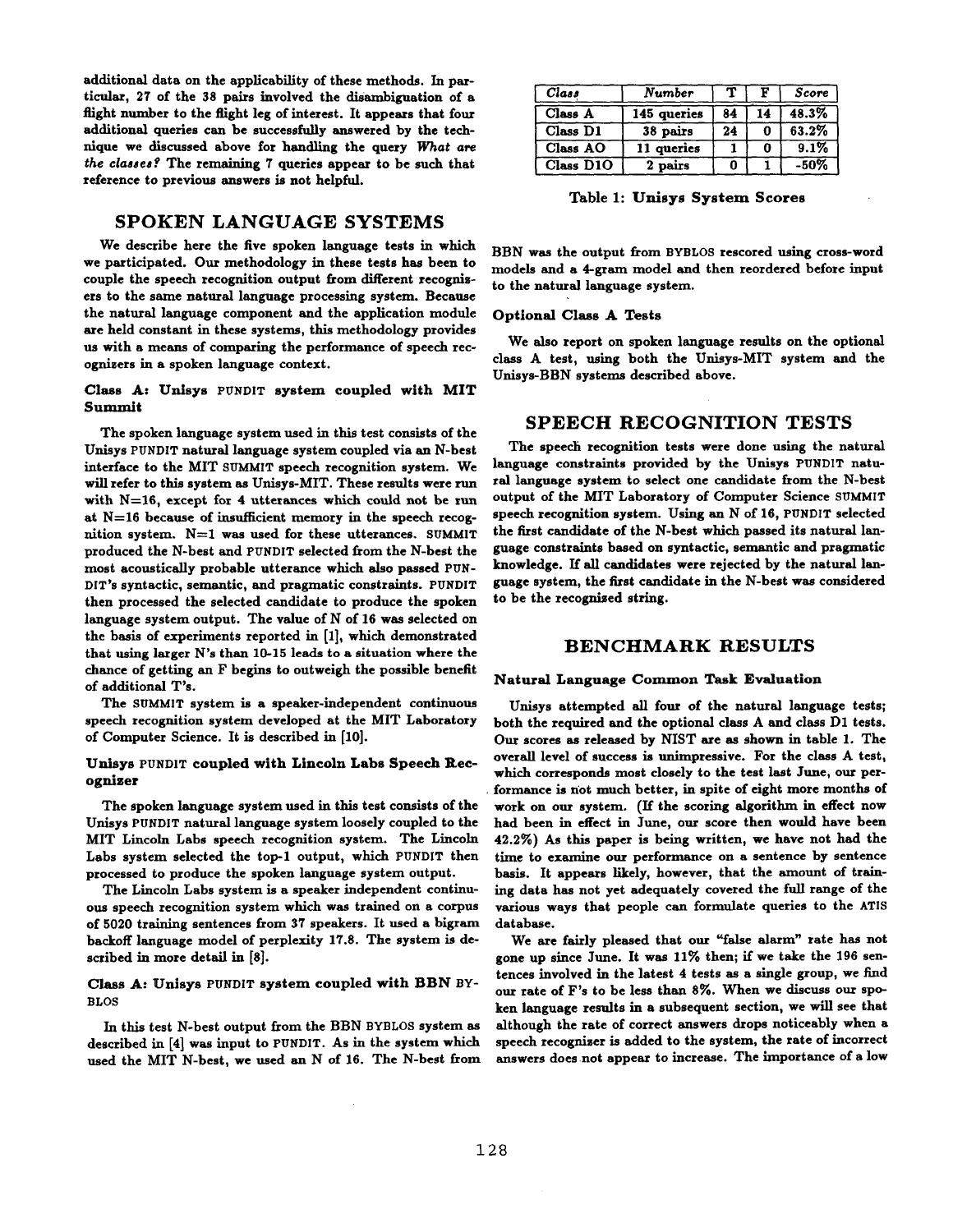additional data on the applicability of these methods. In particular, 27 of the 38 pairs involved the disambiguation of a flight number to the flight leg of interest. It appears that four additional queries can be successfully answered by the technique we discussed above for handling the query *What are the classes?* The remaining 7 queries appear to be such that reference to previous answers is not helpful.

## SPOKEN LANGUAGE SYSTEMS

We describe here the five spoken language tests in which we participated. Our methodology in these tests has been to couple the speech recognition output from different recognizers to the same natural language processing system. Because the natural language component and the application module are held constant in these systems, this methodology provides us with a means of comparing the performance of speech recognizers in a spoken language context.

### Class A: Unisys PUNDIT system coupled with MIT Summit

The spoken language system used in this test consists of the Unisys PUNDIT natural language system coupled via an N-best interface to the MIT SUMMIT speech recognition system. We will refer to this system as Unisys-MIT. These results were run with N=16, except for 4 utterances which could not be run at N=16 because of insufficient memory in the speech recognition system. N=1 was used for these utterances. SUMMIT produced the N-best and PUNDIT selected from the N-best the most acoustically probable utterance which also passed PUNDIT's syntactic, semantic, and pragmatic constraints. PUNDIT then processed the selected candidate to produce the spoken language system output. The value of N of 16 was selected on the basis of experiments reported in [1], which demonstrated that using larger N's than 10-15 leads to a situation where the chance of getting an F begins to outweigh the possible benefit of additional T's.

The SUMMIT system is a speaker-independent continuous speech recognition system developed at the MIT Laboratory of Computer Science. It is described in [10].

### Unisys PUNDIT coupled with Lincoln Labs Speech Recognizer

The spoken language system used in this test consists of the Unisys PUNDIT natural language system loosely coupled to the MIT Lincoln Labs speech recognition system. The Lincoln Labs system selected the top-1 output, which PUNDIT then processed to produce the spoken language system output.

The Lincoln Labs system is a speaker independent continuous speech recognition system which was trained on a corpus of 5020 training sentences from 37 speakers. It used a bigram backoff language model of perplexity 17.8. The system is described in more detail in [8].

### Class A: Unisys PUNDIT system coupled with BBN BYBLOS

In this test N-best output from the BBN BYBLOS system as described in [4] was input to PUNDIT. As in the system which used the MIT N-best, we used an N of 16. The N-best from BBN was the output from BYBLOS rescored using cross-word models and a 4-gram model and then reordered before input to the natural language system.

### Optional Class A Tests

We also report on spoken language results on the optional class A test, using both the Unisys-MIT system and the Unisys-BBN systems described above.

## SPEECH RECOGNITION TESTS

The speech recognition tests were done using the natural language constraints provided by the Unisys PUNDIT natural language system to select one candidate from the N-best output of the MIT Laboratory of Computer Science SUMMIT speech recognition system. Using an N of 16, PUNDIT selected the first candidate of the N-best which passed its natural language constraints based on syntactic, semantic and pragmatic knowledge. If all candidates were rejected by the natural language system, the first candidate in the N-best was considered to be the recognized string.

## BENCHMARK RESULTS

### Natural Language Common Task Evaluation

Unisys attempted all four of the natural language tests; both the required and the optional class A and class D1 tests. Our scores as released by NIST are as shown in table 1. The overall level of success is unimpressive. For the class A test, which corresponds most closely to the test last June, our performance is not much better, in spite of eight more months of work on our system. (If the scoring algorithm in effect now had been in effect in June, our score then would have been 42.2%) As this paper is being written, we have not had the time to examine our performance on a sentence by sentence basis. It appears likely, however, that the amount of training data has not yet adequately covered the full range of the various ways that people can formulate queries to the ATIS database.

| *Class* | *Number* | T | F | *Score* |
|---|---|---|---|---|
| Class A | 145 queries | 84 | 14 | 48.3% |
| Class D1 | 38 pairs | 24 | 0 | 63.2% |
| Class AO | 11 queries | 1 | 0 | 9.1% |
| Class D1O | 2 pairs | 0 | 1 | -50% |

**Table 1: Unisys System Scores**

We are fairly pleased that our "false alarm" rate has not gone up since June. It was 11% then; if we take the 196 sentences involved in the latest 4 tests as a single group, we find our rate of F's to be less than 8%. When we discuss our spoken language results in a subsequent section, we will see that although the rate of correct answers drops noticeably when a speech recognizer is added to the system, the rate of incorrect answers does not appear to increase. The importance of a low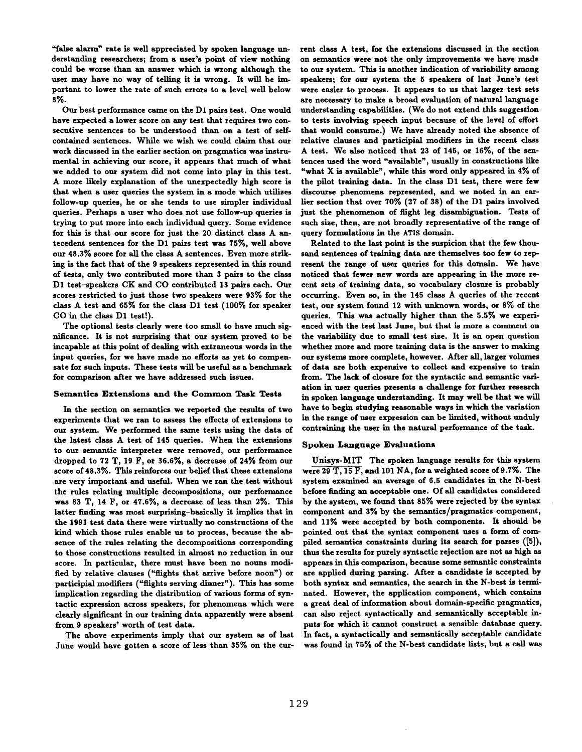"false alarm" rate is well appreciated by spoken language understanding researchers; from a user's point of view nothing could be worse than an answer which is wrong although the user may have no way of telling it is wrong. It will be important to lower the rate of such errors to a level well below 8%.

Our best performance came on the D1 pairs test. One would have expected a lower score on any test that requires two consecutive sentences to be understood than on a test of self-contained sentences. While we wish we could claim that our work discussed in the earlier section on pragmatics was instrumental in achieving our score, it appears that much of what we added to our system did not come into play in this test. A more likely explanation of the unexpectedly high score is that when a user queries the system in a mode which utilizes follow-up queries, he or she tends to use simpler individual queries. Perhaps a user who does not use follow-up queries is trying to put more into each individual query. Some evidence for this is that our score for just the 20 distinct class A antecedent sentences for the D1 pairs test was 75%, well above our 48.3% score for all the class A sentences. Even more striking is the fact that of the 9 speakers represented in this round of tests, only two contributed more than 3 pairs to the class D1 test–speakers CK and CO contributed 13 pairs each. Our scores restricted to just those two speakers were 93% for the class A test and 65% for the class D1 test (100% for speaker CO in the class D1 test!).

The optional tests clearly were too small to have much significance. It is not surprising that our system proved to be incapable at this point of dealing with extraneous words in the input queries, for we have made no efforts as yet to compensate for such inputs. These tests will be useful as a benchmark for comparison after we have addressed such issues.

### Semantics Extensions and the Common Task Tests

In the section on semantics we reported the results of two experiments that we ran to assess the effects of extensions to our system. We performed the same tests using the data of the latest class A test of 145 queries. When the extensions to our semantic interpreter were removed, our performance dropped to 72 T, 19 F, or 36.6%, a decrease of 24% from our score of 48.3%. This reinforces our belief that these extensions are very important and useful. When we ran the test without the rules relating multiple decompositions, our performance was 83 T, 14 F, or 47.6%, a decrease of less than 2%. This latter finding was most surprising–basically it implies that in the 1991 test data there were virtually no constructions of the kind which those rules enable us to process, because the absence of the rules relating the decompositions corresponding to those constructions resulted in almost no reduction in our score. In particular, there must have been no nouns modified by relative clauses ("flights that arrive before noon") or participial modifiers ("flights serving dinner"). This has some implication regarding the distribution of various forms of syntactic expression across speakers, for phenomena which were clearly significant in our training data apparently were absent from 9 speakers' worth of test data.

The above experiments imply that our system as of last June would have gotten a score of less than 35% on the current class A test, for the extensions discussed in the section on semantics were not the only improvements we have made to our system. This is another indication of variability among speakers; for our system the 5 speakers of last June's test were easier to process. It appears to us that larger test sets are necessary to make a broad evaluation of natural language understanding capabilities. (We do not extend this suggestion to tests involving speech input because of the level of effort that would consume.) We have already noted the absence of relative clauses and participial modifiers in the recent class A test. We also noticed that 23 of 145, or 16%, of the sentences used the word "available", usually in constructions like "what X is available", while this word only appeared in 4% of the pilot training data. In the class D1 test, there were few discourse phenomena represented, and we noted in an earlier section that over 70% (27 of 38) of the D1 pairs involved just the phenomenon of flight leg disambiguation. Tests of such size, then, are not broadly representative of the range of query formulations in the ATIS domain.

Related to the last point is the suspicion that the few thousand sentences of training data are themselves too few to represent the range of user queries for this domain. We have noticed that fewer new words are appearing in the more recent sets of training data, so vocabulary closure is probably occurring. Even so, in the 145 class A queries of the recent test, our system found 12 with unknown words, or 8% of the queries. This was actually higher than the 5.5% we experienced with the test last June, but that is more a comment on the variability due to small test size. It is an open question whether more and more training data is the answer to making our systems more complete, however. After all, larger volumes of data are both expensive to collect and expensive to train from. The lack of closure for the syntactic and semantic variation in user queries presents a challenge for further research in spoken language understanding. It may well be that we will have to begin studying reasonable ways in which the variation in the range of user expression can be limited, without unduly contraining the user in the natural performance of the task.

### Spoken Language Evaluations

Unisys-MIT The spoken language results for this system were 29 T, 15 F, and 101 NA, for a weighted score of 9.7%. The system examined an average of 6.5 candidates in the N-best before finding an acceptable one. Of all candidates considered by the system, we found that 85% were rejected by the syntax component and 3% by the semantics/pragmatics component, and 11% were accepted by both components. It should be pointed out that the syntax component uses a form of compiled semantics constraints during its search for parses ([5]), thus the results for purely syntactic rejection are not as high as appears in this comparison, because some semantic constraints are applied during parsing. After a candidate is accepted by both syntax and semantics, the search in the N-best is terminated. However, the application component, which contains a great deal of information about domain-specific pragmatics, can also reject syntactically and semantically acceptable inputs for which it cannot construct a sensible database query. In fact, a syntactically and semantically acceptable candidate was found in 75% of the N-best candidate lists, but a call was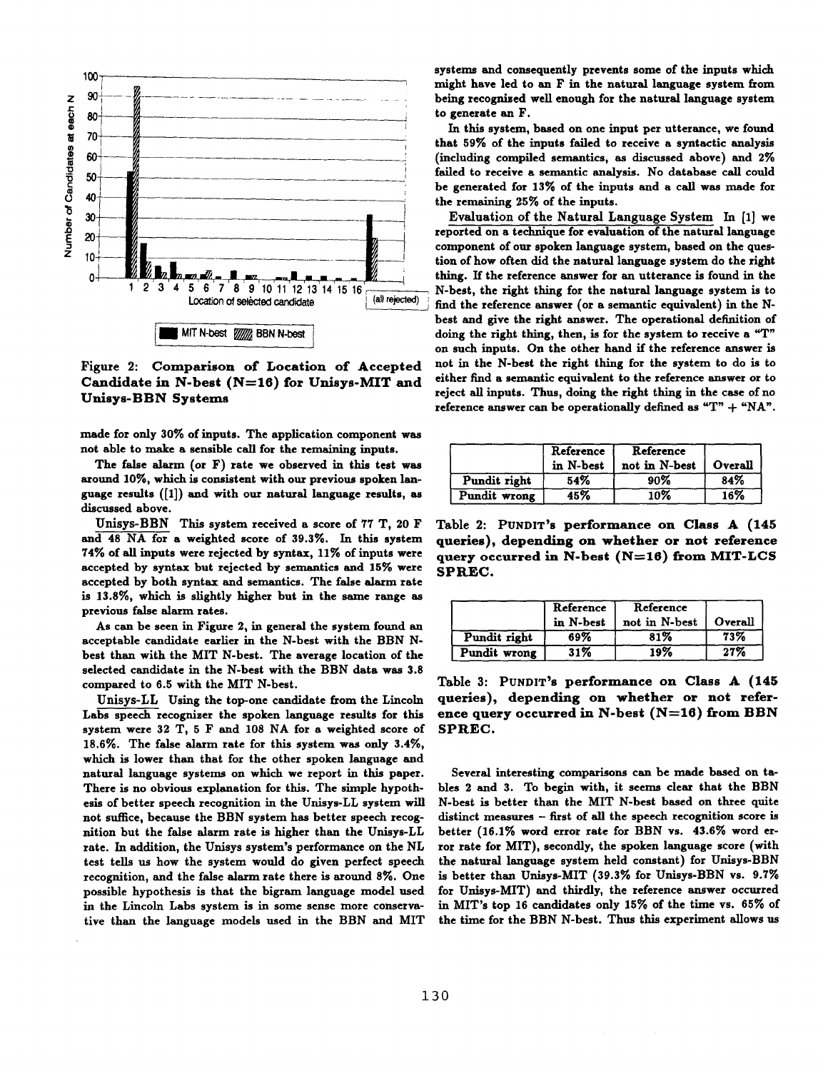Figure 2: **Comparison of Location of Accepted Candidate in N-best (N=16) for Unisys-MIT and Unisys-BBN Systems**

made for only 30% of inputs. The application component was not able to make a sensible call for the remaining inputs.

The false alarm (or F) rate we observed in this test was around 10%, which is consistent with our previous spoken language results ([1]) and with our natural language results, as discussed above.

Unisys-BBN This system received a score of 77 T, 20 F and 48 NA for a weighted score of 39.3%. In this system 74% of all inputs were rejected by syntax, 11% of inputs were accepted by syntax but rejected by semantics and 15% were accepted by both syntax and semantics. The false alarm rate is 13.8%, which is slightly higher but in the same range as previous false alarm rates.

As can be seen in Figure 2, in general the system found an acceptable candidate earlier in the N-best with the BBN N-best than with the MIT N-best. The average location of the selected candidate in the N-best with the BBN data was 3.8 compared to 6.5 with the MIT N-best.

Unisys-LL Using the top-one candidate from the Lincoln Labs speech recognizer the spoken language results for this system were 32 T, 5 F and 108 NA for a weighted score of 18.6%. The false alarm rate for this system was only 3.4%, which is lower than that for the other spoken language and natural language systems on which we report in this paper. There is no obvious explanation for this. The simple hypothesis of better speech recognition in the Unisys-LL system will not suffice, because the BBN system has better speech recognition but the false alarm rate is higher than the Unisys-LL rate. In addition, the Unisys system's performance on the NL test tells us how the system would do given perfect speech recognition, and the false alarm rate there is around 8%. One possible hypothesis is that the bigram language model used in the Lincoln Labs system is in some sense more conservative than the language models used in the BBN and MIT systems and consequently prevents some of the inputs which might have led to an F in the natural language system from being recognised well enough for the natural language system to generate an F.

In this system, based on one input per utterance, we found that 59% of the inputs failed to receive a syntactic analysis (including compiled semantics, as discussed above) and 2% failed to receive a semantic analysis. No database call could be generated for 13% of the inputs and a call was made for the remaining 25% of the inputs.

Evaluation of the Natural Language System In [1] we reported on a technique for evaluation of the natural language component of our spoken language system, based on the question of how often did the natural language system do the right thing. If the reference answer for an utterance is found in the N-best, the right thing for the natural language system is to find the reference answer (or a semantic equivalent) in the N-best and give the right answer. The operational definition of doing the right thing, then, is for the system to receive a "T" on such inputs. On the other hand if the reference answer is not in the N-best the right thing for the system to do is to either find a semantic equivalent to the reference answer or to reject all inputs. Thus, doing the right thing in the case of no reference answer can be operationally defined as "T" + "NA".

| | Reference in N-best | Reference not in N-best | Overall |
|---|---|---|---|
| Pundit right | 54% | 90% | 84% |
| Pundit wrong | 45% | 10% | 16% |

Table 2: **PUNDIT's performance on Class A (145 queries), depending on whether or not reference query occurred in N-best (N=16) from MIT-LCS SPREC.**

| | Reference in N-best | Reference not in N-best | Overall |
|---|---|---|---|
| Pundit right | 69% | 81% | 73% |
| Pundit wrong | 31% | 19% | 27% |

Table 3: **PUNDIT's performance on Class A (145 queries), depending on whether or not reference query occurred in N-best (N=16) from BBN SPREC.**

Several interesting comparisons can be made based on tables 2 and 3. To begin with, it seems clear that the BBN N-best is better than the MIT N-best based on three quite distinct measures – first of all the speech recognition score is better (16.1% word error rate for BBN vs. 43.6% word error rate for MIT), secondly, the spoken language score (with the natural language system held constant) for Unisys-BBN is better than Unisys-MIT (39.3% for Unisys-BBN vs. 9.7% for Unisys-MIT) and thirdly, the reference answer occurred in MIT's top 16 candidates only 15% of the time vs. 65% of the time for the BBN N-best. Thus this experiment allows us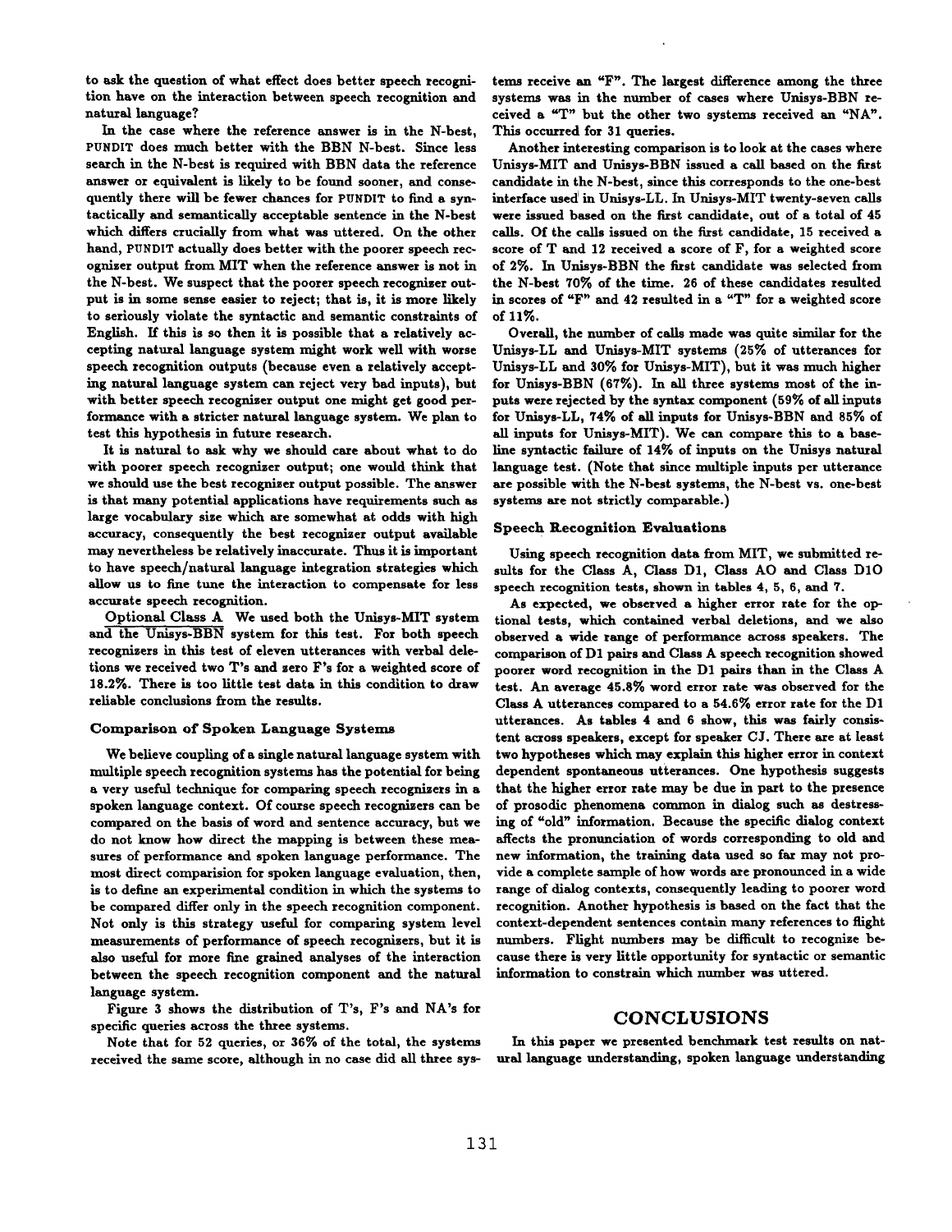to ask the question of what effect does better speech recognition have on the interaction between speech recognition and natural language?

In the case where the reference answer is in the N-best, PUNDIT does much better with the BBN N-best. Since less search in the N-best is required with BBN data the reference answer or equivalent is likely to be found sooner, and consequently there will be fewer chances for PUNDIT to find a syntactically and semantically acceptable sentence in the N-best which differs crucially from what was uttered. On the other hand, PUNDIT actually does better with the poorer speech recognizer output from MIT when the reference answer is not in the N-best. We suspect that the poorer speech recognizer output is in some sense easier to reject; that is, it is more likely to seriously violate the syntactic and semantic constraints of English. If this is so then it is possible that a relatively accepting natural language system might work well with worse speech recognition outputs (because even a relatively accepting natural language system can reject very bad inputs), but with better speech recognizer output one might get good performance with a stricter natural language system. We plan to test this hypothesis in future research.

It is natural to ask why we should care about what to do with poorer speech recognizer output; one would think that we should use the best recognizer output possible. The answer is that many potential applications have requirements such as large vocabulary size which are somewhat at odds with high accuracy, consequently the best recognizer output available may nevertheless be relatively inaccurate. Thus it is important to have speech/natural language integration strategies which allow us to fine tune the interaction to compensate for less accurate speech recognition.

Optional Class A We used both the Unisys-MIT system and the Unisys-BBN system for this test. For both speech recognizers in this test of eleven utterances with verbal deletions we received two T's and zero F's for a weighted score of 18.2%. There is too little test data in this condition to draw reliable conclusions from the results.

### Comparison of Spoken Language Systems

We believe coupling of a single natural language system with multiple speech recognition systems has the potential for being a very useful technique for comparing speech recognizers in a spoken language context. Of course speech recognizers can be compared on the basis of word and sentence accuracy, but we do not know how direct the mapping is between these measures of performance and spoken language performance. The most direct comparision for spoken language evaluation, then, is to define an experimental condition in which the systems to be compared differ only in the speech recognition component. Not only is this strategy useful for comparing system level measurements of performance of speech recognizers, but it is also useful for more fine grained analyses of the interaction between the speech recognition component and the natural language system.

Figure 3 shows the distribution of T's, F's and NA's for specific queries across the three systems.

Note that for 52 queries, or 36% of the total, the systems received the same score, although in no case did all three systems receive an "F". The largest difference among the three systems was in the number of cases where Unisys-BBN received a "T" but the other two systems received an "NA". This occurred for 31 queries.

Another interesting comparison is to look at the cases where Unisys-MIT and Unisys-BBN issued a call based on the first candidate in the N-best, since this corresponds to the one-best interface used in Unisys-LL. In Unisys-MIT twenty-seven calls were issued based on the first candidate, out of a total of 45 calls. Of the calls issued on the first candidate, 15 received a score of T and 12 received a score of F, for a weighted score of 2%. In Unisys-BBN the first candidate was selected from the N-best 70% of the time. 26 of these candidates resulted in scores of "F" and 42 resulted in a "T" for a weighted score of 11%.

Overall, the number of calls made was quite similar for the Unisys-LL and Unisys-MIT systems (25% of utterances for Unisys-LL and 30% for Unisys-MIT), but it was much higher for Unisys-BBN (67%). In all three systems most of the inputs were rejected by the syntax component (59% of all inputs for Unisys-LL, 74% of all inputs for Unisys-BBN and 85% of all inputs for Unisys-MIT). We can compare this to a baseline syntactic failure of 14% of inputs on the Unisys natural language test. (Note that since multiple inputs per utterance are possible with the N-best systems, the N-best vs. one-best systems are not strictly comparable.)

### Speech Recognition Evaluations

Using speech recognition data from MIT, we submitted results for the Class A, Class D1, Class AO and Class D1O speech recognition tests, shown in tables 4, 5, 6, and 7.

As expected, we observed a higher error rate for the optional tests, which contained verbal deletions, and we also observed a wide range of performance across speakers. The comparison of D1 pairs and Class A speech recognition showed poorer word recognition in the D1 pairs than in the Class A test. An average 45.8% word error rate was observed for the Class A utterances compared to a 54.6% error rate for the D1 utterances. As tables 4 and 6 show, this was fairly consistent across speakers, except for speaker CJ. There are at least two hypotheses which may explain this higher error in context dependent spontaneous utterances. One hypothesis suggests that the higher error rate may be due in part to the presence of prosodic phenomena common in dialog such as destressing of "old" information. Because the specific dialog context affects the pronunciation of words corresponding to old and new information, the training data used so far may not provide a complete sample of how words are pronounced in a wide range of dialog contexts, consequently leading to poorer word recognition. Another hypothesis is based on the fact that the context-dependent sentences contain many references to flight numbers. Flight numbers may be difficult to recognize because there is very little opportunity for syntactic or semantic information to constrain which number was uttered.

## CONCLUSIONS

In this paper we presented benchmark test results on natural language understanding, spoken language understanding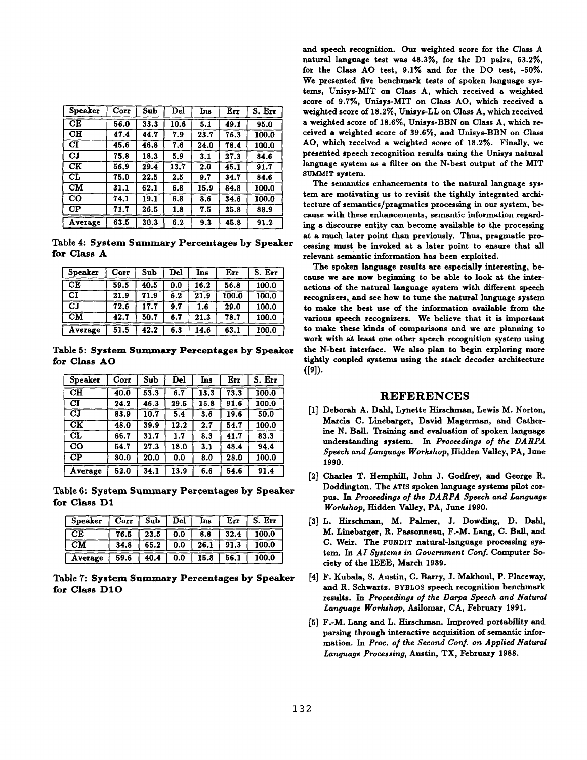| Speaker | Corr | Sub | Del | Ins | Err | S. Err |
|---|---|---|---|---|---|---|
| CE | 56.0 | 33.3 | 10.6 | 5.1 | 49.1 | 95.0 |
| CH | 47.4 | 44.7 | 7.9 | 23.7 | 76.3 | 100.0 |
| CI | 45.6 | 46.8 | 7.6 | 24.0 | 78.4 | 100.0 |
| CJ | 75.8 | 18.3 | 5.9 | 3.1 | 27.3 | 84.6 |
| CK | 56.9 | 29.4 | 13.7 | 2.0 | 45.1 | 91.7 |
| CL | 75.0 | 22.5 | 2.5 | 9.7 | 34.7 | 84.6 |
| CM | 31.1 | 62.1 | 6.8 | 15.9 | 84.8 | 100.0 |
| CO | 74.1 | 19.1 | 6.8 | 8.6 | 34.6 | 100.0 |
| CP | 71.7 | 26.5 | 1.8 | 7.5 | 35.8 | 88.9 |
| Average | 63.5 | 30.3 | 6.2 | 9.3 | 45.8 | 91.2 |

Table 4: **System Summary Percentages by Speaker for Class A**

| Speaker | Corr | Sub | Del | Ins | Err | S. Err |
|---|---|---|---|---|---|---|
| CE | 59.5 | 40.5 | 0.0 | 16.2 | 56.8 | 100.0 |
| CI | 21.9 | 71.9 | 6.2 | 21.9 | 100.0 | 100.0 |
| CJ | 72.6 | 17.7 | 9.7 | 1.6 | 29.0 | 100.0 |
| CM | 42.7 | 50.7 | 6.7 | 21.3 | 78.7 | 100.0 |
| Average | 51.5 | 42.2 | 6.3 | 14.6 | 63.1 | 100.0 |

Table 5: **System Summary Percentages by Speaker for Class AO**

| Speaker | Corr | Sub | Del | Ins | Err | S. Err |
|---|---|---|---|---|---|---|
| CH | 40.0 | 53.3 | 6.7 | 13.3 | 73.3 | 100.0 |
| CI | 24.2 | 46.3 | 29.5 | 15.8 | 91.6 | 100.0 |
| CJ | 83.9 | 10.7 | 5.4 | 3.6 | 19.6 | 50.0 |
| CK | 48.0 | 39.9 | 12.2 | 2.7 | 54.7 | 100.0 |
| CL | 66.7 | 31.7 | 1.7 | 8.3 | 41.7 | 83.3 |
| CO | 54.7 | 27.3 | 18.0 | 3.1 | 48.4 | 94.4 |
| CP | 80.0 | 20.0 | 0.0 | 8.0 | 28.0 | 100.0 |
| Average | 52.0 | 34.1 | 13.9 | 6.6 | 54.6 | 91.4 |

Table 6: **System Summary Percentages by Speaker for Class D1**

| Speaker | Corr | Sub | Del | Ins | Err | S. Err |
|---|---|---|---|---|---|---|
| CE | 76.5 | 23.5 | 0.0 | 8.8 | 32.4 | 100.0 |
| CM | 34.8 | 65.2 | 0.0 | 26.1 | 91.3 | 100.0 |
| Average | 59.6 | 40.4 | 0.0 | 15.8 | 56.1 | 100.0 |

Table 7: **System Summary Percentages by Speaker for Class D1O**

and speech recognition. Our weighted score for the Class A natural language test was 48.3%, for the D1 pairs, 63.2%, for the Class AO test, 9.1% and for the DO test, -50%. We presented five benchmark tests of spoken language systems, Unisys-MIT on Class A, which received a weighted score of 9.7%, Unisys-MIT on Class AO, which received a weighted score of 18.2%, Unisys-LL on Class A, which received a weighted score of 18.6%, Unisys-BBN on Class A, which received a weighted score of 39.6%, and Unisys-BBN on Class AO, which received a weighted score of 18.2%. Finally, we presented speech recognition results using the Unisys natural language system as a filter on the N-best output of the MIT SUMMIT system.

The semantics enhancements to the natural language system are motivating us to revisit the tightly integrated architecture of semantics/pragmatics processing in our system, because with these enhancements, semantic information regarding a discourse entity can become available to the processing at a much later point than previously. Thus, pragmatic processing must be invoked at a later point to ensure that all relevant semantic information has been exploited.

The spoken language results are especially interesting, because we are now beginning to be able to look at the interactions of the natural language system with different speech recognizers, and see how to tune the natural language system to make the best use of the information available from the various speech recognizers. We believe that it is important to make these kinds of comparisons and we are planning to work with at least one other speech recognition system using the N-best interface. We also plan to begin exploring more tightly coupled systems using the stack decoder architecture ([9]).

## REFERENCES

[1] Deborah A. Dahl, Lynette Hirschman, Lewis M. Norton, Marcia C. Linebarger, David Magerman, and Catherine N. Ball. Training and evaluation of spoken language understanding system. In *Proceedings of the DARPA Speech and Language Workshop*, Hidden Valley, PA, June 1990.

[2] Charles T. Hemphill, John J. Godfrey, and George R. Doddington. The ATIS spoken language systems pilot corpus. In *Proceedings of the DARPA Speech and Language Workshop*, Hidden Valley, PA, June 1990.

[3] L. Hirschman, M. Palmer, J. Dowding, D. Dahl, M. Linebarger, R. Passonneau, F.-M. Lang, C. Ball, and C. Weir. The PUNDIT natural-language processing system. In *AI Systems in Government Conf.* Computer Society of the IEEE, March 1989.

[4] F. Kubala, S. Austin, C. Barry, J. Makhoul, P. Placeway, and R. Schwartz. BYBLOS speech recognition benchmark results. In *Proceedings of the Darpa Speech and Natural Language Workshop*, Asilomar, CA, February 1991.

[5] F.-M. Lang and L. Hirschman. Improved portability and parsing through interactive acquisition of semantic information. In *Proc. of the Second Conf. on Applied Natural Language Processing*, Austin, TX, February 1988.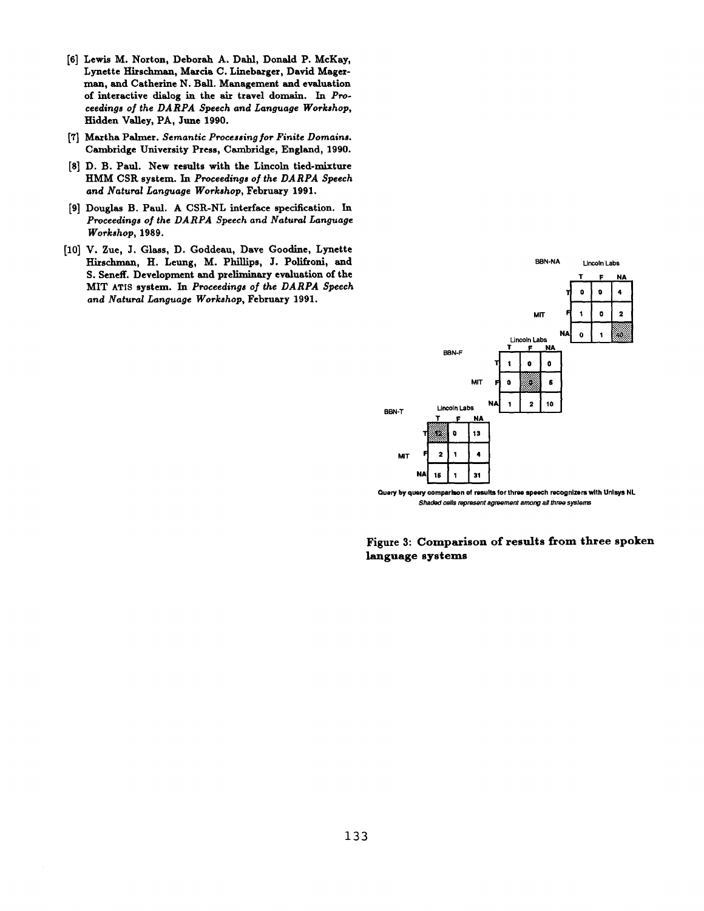[6] Lewis M. Norton, Deborah A. Dahl, Donald P. McKay, Lynette Hirschman, Marcia C. Linebarger, David Magerman, and Catherine N. Ball. Management and evaluation of interactive dialog in the air travel domain. In *Proceedings of the DARPA Speech and Language Workshop*, Hidden Valley, PA, June 1990.

[7] Martha Palmer. *Semantic Processing for Finite Domains.* Cambridge University Press, Cambridge, England, 1990.

[8] D. B. Paul. New results with the Lincoln tied-mixture HMM CSR system. In *Proceedings of the DARPA Speech and Natural Language Workshop*, February 1991.

[9] Douglas B. Paul. A CSR-NL interface specification. In *Proceedings of the DARPA Speech and Natural Language Workshop*, 1989.

[10] V. Zue, J. Glass, D. Goddeau, Dave Goodine, Lynette Hirschman, H. Leung, M. Phillips, J. Polifroni, and S. Seneff. Development and preliminary evaluation of the MIT ATIS system. In *Proceedings of the DARPA Speech and Natural Language Workshop*, February 1991.

BBN-NA

| MIT \ Lincoln Labs | T | F | NA |
| --- | --- | --- | --- |
| T | 0 | 0 | 4 |
| F | 1 | 0 | 2 |
| NA | 0 | 1 | 40 |

BBN-F

| MIT \ Lincoln Labs | T | F | NA |
| --- | --- | --- | --- |
| T | 1 | 0 | 0 |
| F | 0 | 3 | 5 |
| NA | 1 | 2 | 10 |

BBN-T

| MIT \ Lincoln Labs | T | F | NA |
| --- | --- | --- | --- |
| T | 12 | 0 | 13 |
| F | 2 | 1 | 4 |
| NA | 15 | 1 | 31 |

Query by query comparison of results for three speech recognizers with Unisys NL

*Shaded cells represent agreement among all three systems*

**Figure 3: Comparison of results from three spoken language systems**